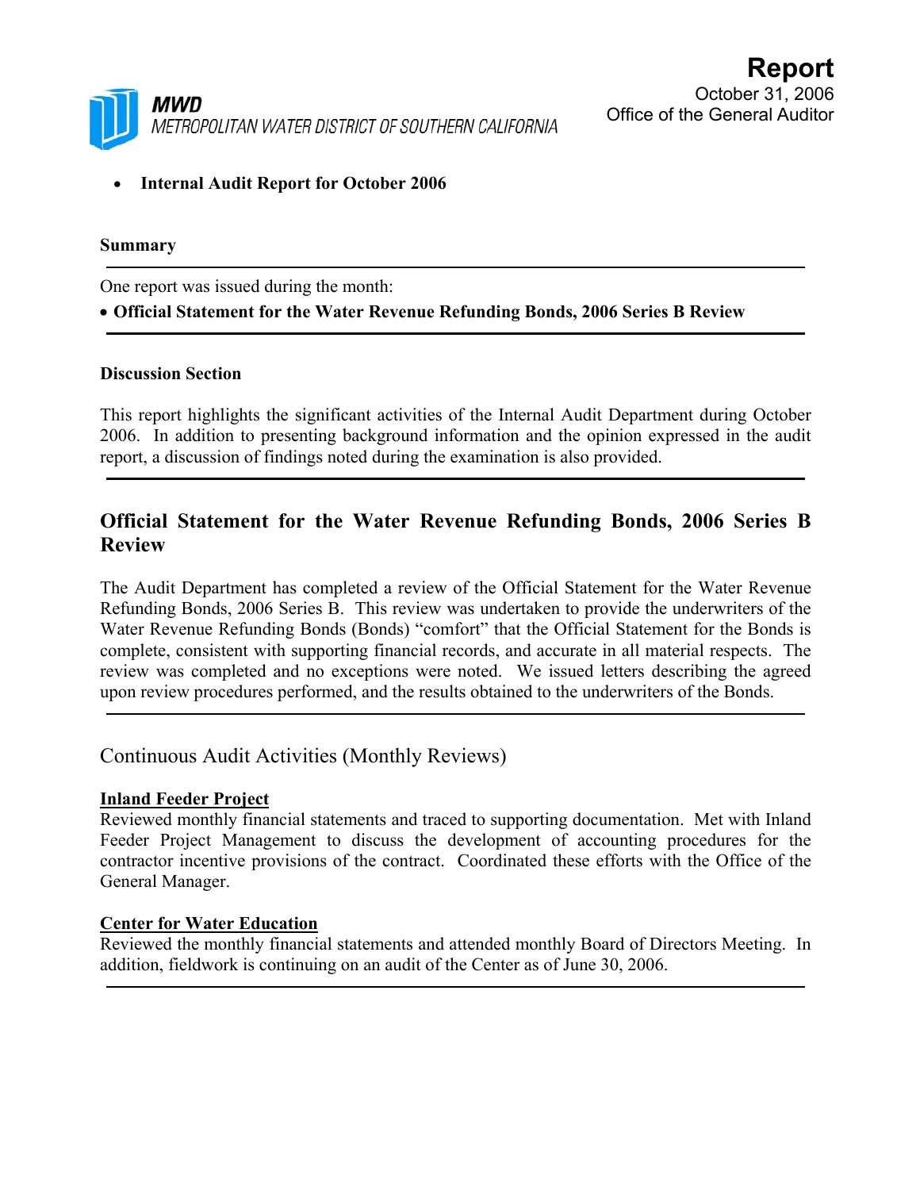MWD
METROPOLITAN WATER DISTRICT OF SOUTHERN CALIFORNIA

# Report

October 31, 2006
Office of the General Auditor

- **Internal Audit Report for October 2006**

**Summary**

One report was issued during the month:

- **Official Statement for the Water Revenue Refunding Bonds, 2006 Series B Review**

**Discussion Section**

This report highlights the significant activities of the Internal Audit Department during October 2006. In addition to presenting background information and the opinion expressed in the audit report, a discussion of findings noted during the examination is also provided.

## Official Statement for the Water Revenue Refunding Bonds, 2006 Series B Review

The Audit Department has completed a review of the Official Statement for the Water Revenue Refunding Bonds, 2006 Series B. This review was undertaken to provide the underwriters of the Water Revenue Refunding Bonds (Bonds) "comfort" that the Official Statement for the Bonds is complete, consistent with supporting financial records, and accurate in all material respects. The review was completed and no exceptions were noted. We issued letters describing the agreed upon review procedures performed, and the results obtained to the underwriters of the Bonds.

## Continuous Audit Activities (Monthly Reviews)

**Inland Feeder Project**

Reviewed monthly financial statements and traced to supporting documentation. Met with Inland Feeder Project Management to discuss the development of accounting procedures for the contractor incentive provisions of the contract. Coordinated these efforts with the Office of the General Manager.

**Center for Water Education**

Reviewed the monthly financial statements and attended monthly Board of Directors Meeting. In addition, fieldwork is continuing on an audit of the Center as of June 30, 2006.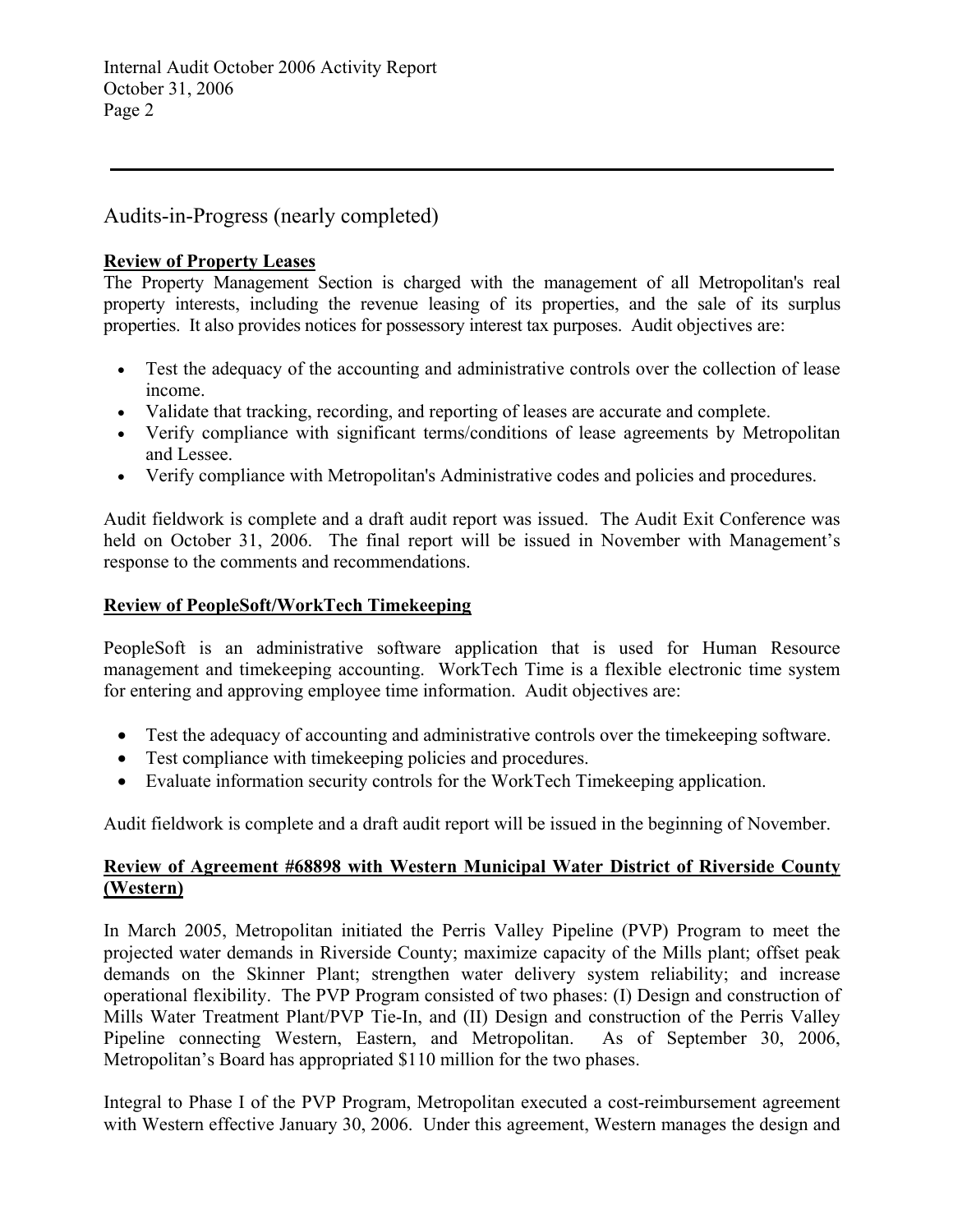## Audits-in-Progress (nearly completed)

**Review of Property Leases**

The Property Management Section is charged with the management of all Metropolitan's real property interests, including the revenue leasing of its properties, and the sale of its surplus properties. It also provides notices for possessory interest tax purposes. Audit objectives are:

- Test the adequacy of the accounting and administrative controls over the collection of lease income.
- Validate that tracking, recording, and reporting of leases are accurate and complete.
- Verify compliance with significant terms/conditions of lease agreements by Metropolitan and Lessee.
- Verify compliance with Metropolitan's Administrative codes and policies and procedures.

Audit fieldwork is complete and a draft audit report was issued. The Audit Exit Conference was held on October 31, 2006. The final report will be issued in November with Management's response to the comments and recommendations.

**Review of PeopleSoft/WorkTech Timekeeping**

PeopleSoft is an administrative software application that is used for Human Resource management and timekeeping accounting. WorkTech Time is a flexible electronic time system for entering and approving employee time information. Audit objectives are:

- Test the adequacy of accounting and administrative controls over the timekeeping software.
- Test compliance with timekeeping policies and procedures.
- Evaluate information security controls for the WorkTech Timekeeping application.

Audit fieldwork is complete and a draft audit report will be issued in the beginning of November.

**Review of Agreement #68898 with Western Municipal Water District of Riverside County (Western)**

In March 2005, Metropolitan initiated the Perris Valley Pipeline (PVP) Program to meet the projected water demands in Riverside County; maximize capacity of the Mills plant; offset peak demands on the Skinner Plant; strengthen water delivery system reliability; and increase operational flexibility. The PVP Program consisted of two phases: (I) Design and construction of Mills Water Treatment Plant/PVP Tie-In, and (II) Design and construction of the Perris Valley Pipeline connecting Western, Eastern, and Metropolitan. As of September 30, 2006, Metropolitan's Board has appropriated $110 million for the two phases.

Integral to Phase I of the PVP Program, Metropolitan executed a cost-reimbursement agreement with Western effective January 30, 2006. Under this agreement, Western manages the design and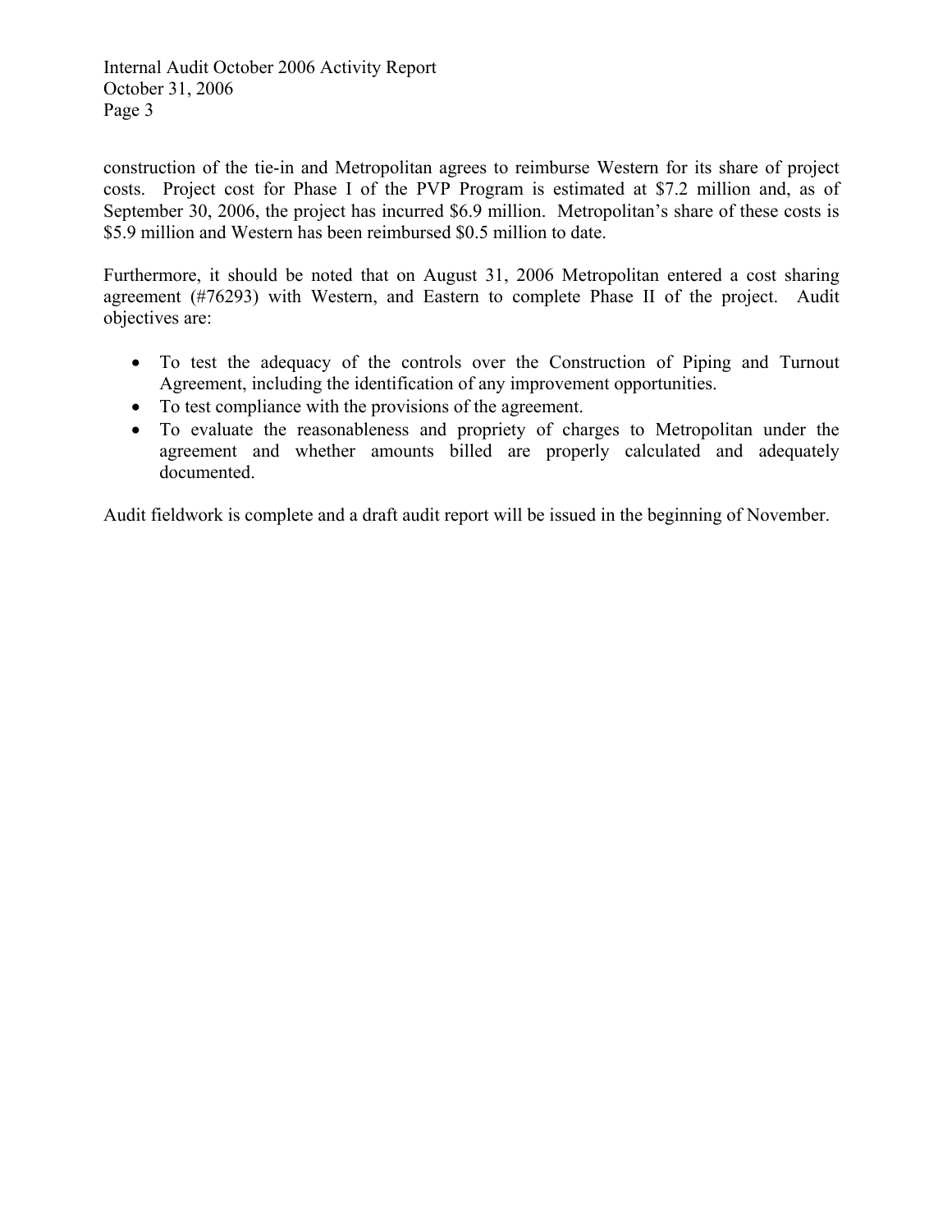construction of the tie-in and Metropolitan agrees to reimburse Western for its share of project costs. Project cost for Phase I of the PVP Program is estimated at $7.2 million and, as of September 30, 2006, the project has incurred $6.9 million. Metropolitan's share of these costs is $5.9 million and Western has been reimbursed $0.5 million to date.

Furthermore, it should be noted that on August 31, 2006 Metropolitan entered a cost sharing agreement (#76293) with Western, and Eastern to complete Phase II of the project. Audit objectives are:

- To test the adequacy of the controls over the Construction of Piping and Turnout Agreement, including the identification of any improvement opportunities.
- To test compliance with the provisions of the agreement.
- To evaluate the reasonableness and propriety of charges to Metropolitan under the agreement and whether amounts billed are properly calculated and adequately documented.

Audit fieldwork is complete and a draft audit report will be issued in the beginning of November.